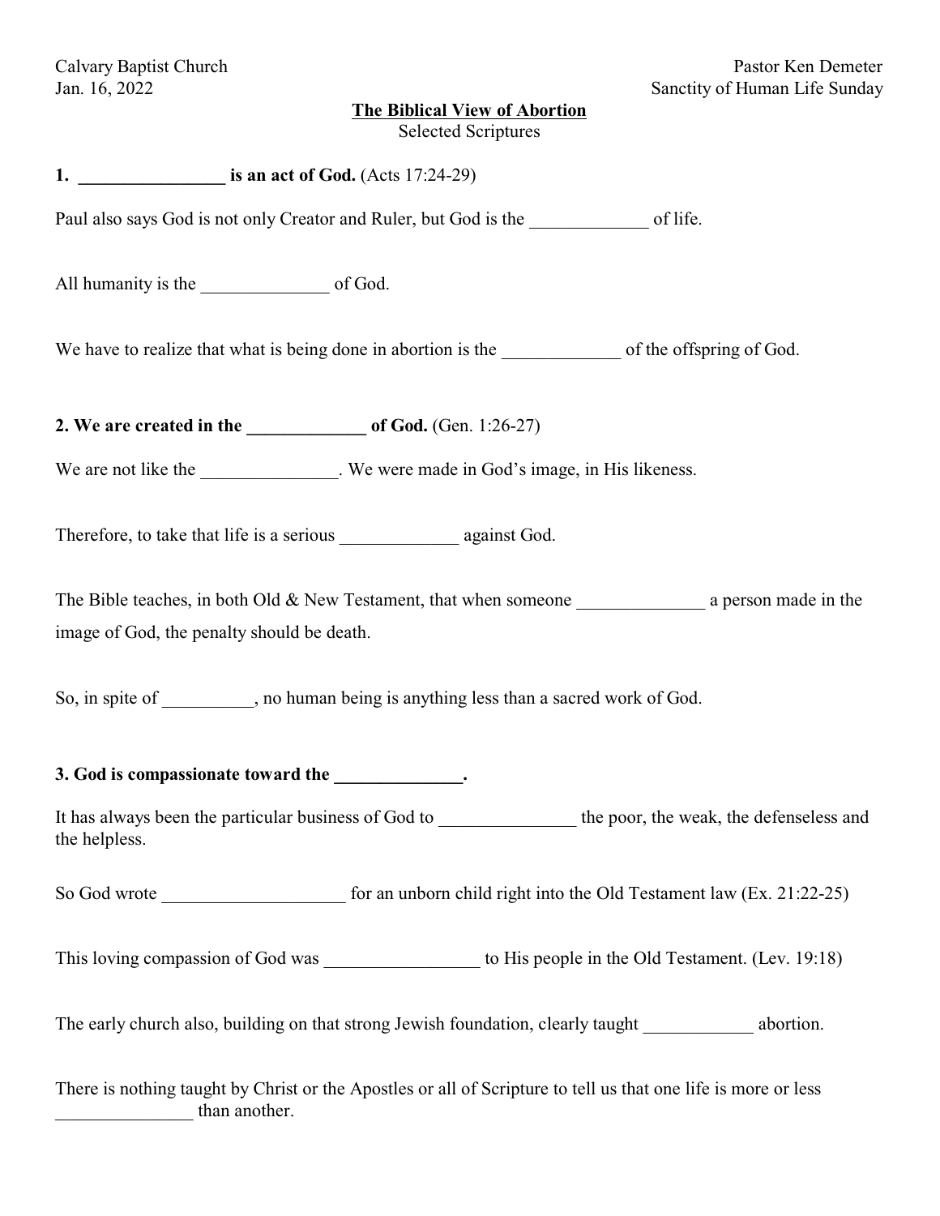Calvary Baptist Church
Jan. 16, 2022

Pastor Ken Demeter
Sanctity of Human Life Sunday

# The Biblical View of Abortion

Selected Scriptures

**1. ________________ is an act of God.** (Acts 17:24-29)

Paul also says God is not only Creator and Ruler, but God is the _____________ of life.

All humanity is the ______________ of God.

We have to realize that what is being done in abortion is the _____________ of the offspring of God.

**2. We are created in the _____________ of God.** (Gen. 1:26-27)

We are not like the _______________. We were made in God's image, in His likeness.

Therefore, to take that life is a serious _____________ against God.

The Bible teaches, in both Old & New Testament, that when someone ______________ a person made in the image of God, the penalty should be death.

So, in spite of __________, no human being is anything less than a sacred work of God.

**3. God is compassionate toward the ______________.**

It has always been the particular business of God to _______________ the poor, the weak, the defenseless and the helpless.

So God wrote ____________________ for an unborn child right into the Old Testament law (Ex. 21:22-25)

This loving compassion of God was _________________ to His people in the Old Testament. (Lev. 19:18)

The early church also, building on that strong Jewish foundation, clearly taught ____________ abortion.

There is nothing taught by Christ or the Apostles or all of Scripture to tell us that one life is more or less _______________ than another.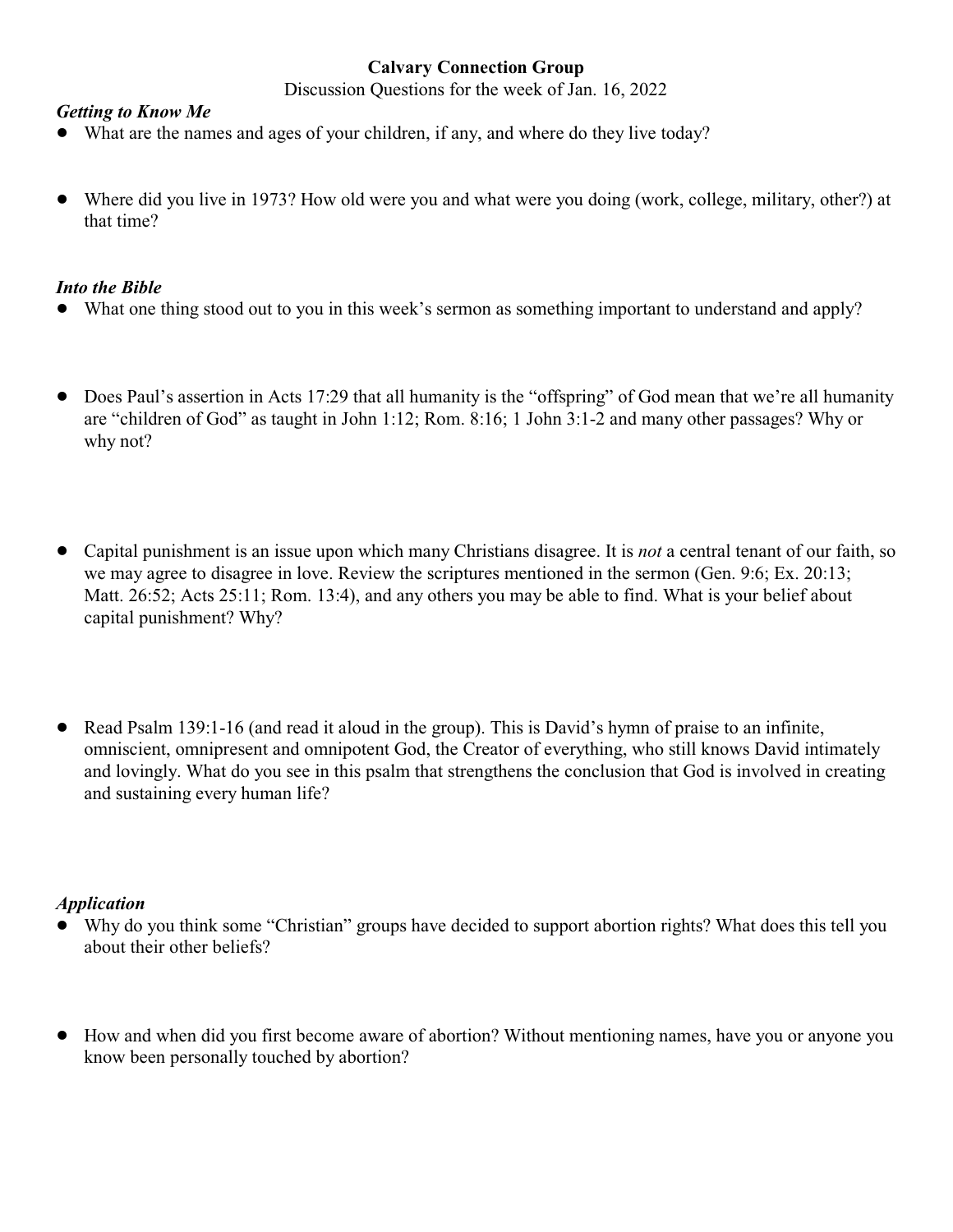**Calvary Connection Group**

Discussion Questions for the week of Jan. 16, 2022

***Getting to Know Me***

- What are the names and ages of your children, if any, and where do they live today?
- Where did you live in 1973? How old were you and what were you doing (work, college, military, other?) at that time?

***Into the Bible***

- What one thing stood out to you in this week's sermon as something important to understand and apply?
- Does Paul's assertion in Acts 17:29 that all humanity is the "offspring" of God mean that we're all humanity are "children of God" as taught in John 1:12; Rom. 8:16; 1 John 3:1-2 and many other passages? Why or why not?
- Capital punishment is an issue upon which many Christians disagree. It is *not* a central tenant of our faith, so we may agree to disagree in love. Review the scriptures mentioned in the sermon (Gen. 9:6; Ex. 20:13; Matt. 26:52; Acts 25:11; Rom. 13:4), and any others you may be able to find. What is your belief about capital punishment? Why?
- Read Psalm 139:1-16 (and read it aloud in the group). This is David's hymn of praise to an infinite, omniscient, omnipresent and omnipotent God, the Creator of everything, who still knows David intimately and lovingly. What do you see in this psalm that strengthens the conclusion that God is involved in creating and sustaining every human life?

***Application***

- Why do you think some "Christian" groups have decided to support abortion rights? What does this tell you about their other beliefs?
- How and when did you first become aware of abortion? Without mentioning names, have you or anyone you know been personally touched by abortion?